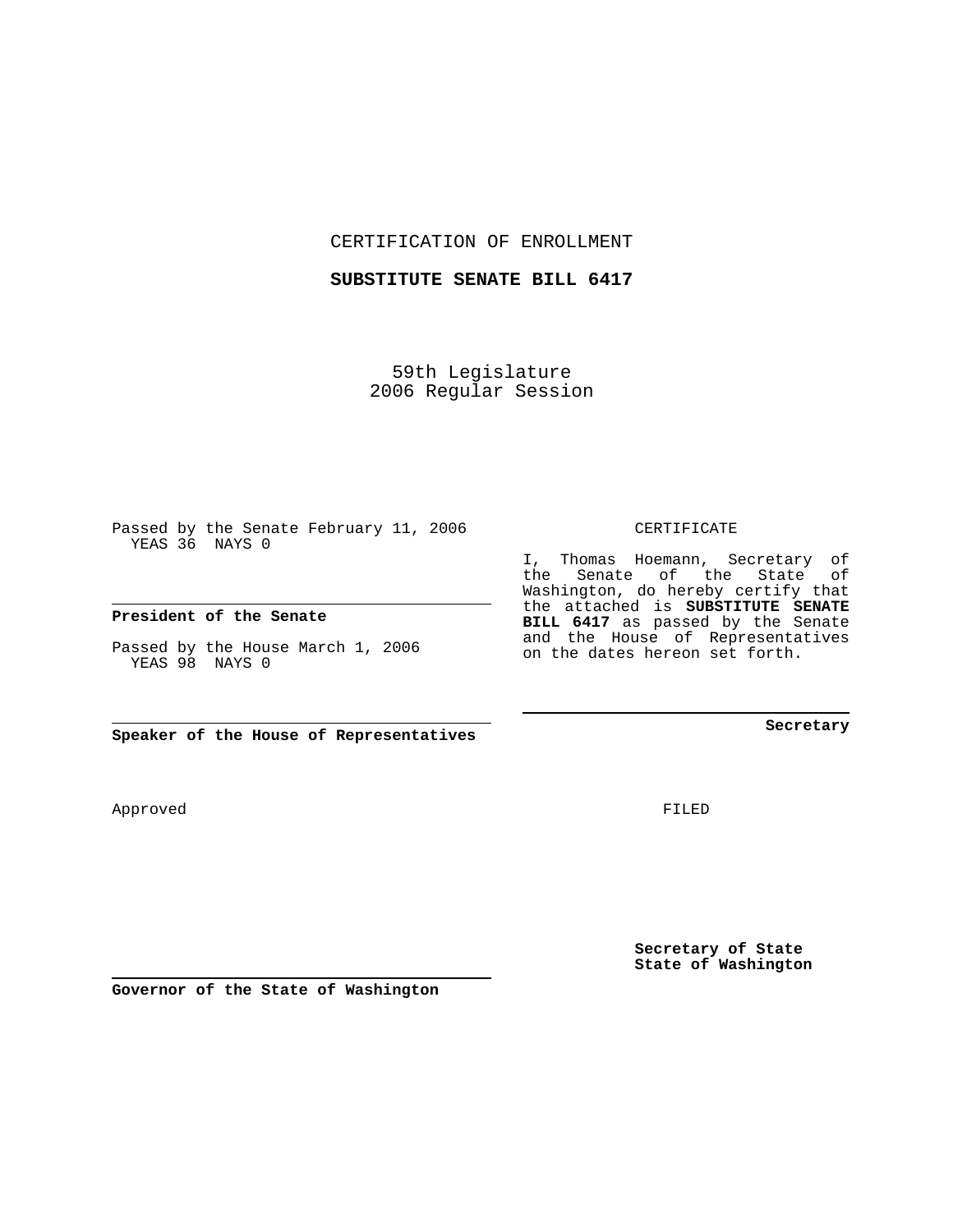CERTIFICATION OF ENROLLMENT

**SUBSTITUTE SENATE BILL 6417**

59th Legislature
2006 Regular Session

Passed by the Senate February 11, 2006
YEAS 36 NAYS 0

**President of the Senate**

Passed by the House March 1, 2006
YEAS 98 NAYS 0

**Speaker of the House of Representatives**

CERTIFICATE

I, Thomas Hoemann, Secretary of the Senate of the State of Washington, do hereby certify that the attached is **SUBSTITUTE SENATE BILL 6417** as passed by the Senate and the House of Representatives on the dates hereon set forth.

**Secretary**

Approved

FILED

**Governor of the State of Washington**

**Secretary of State**
**State of Washington**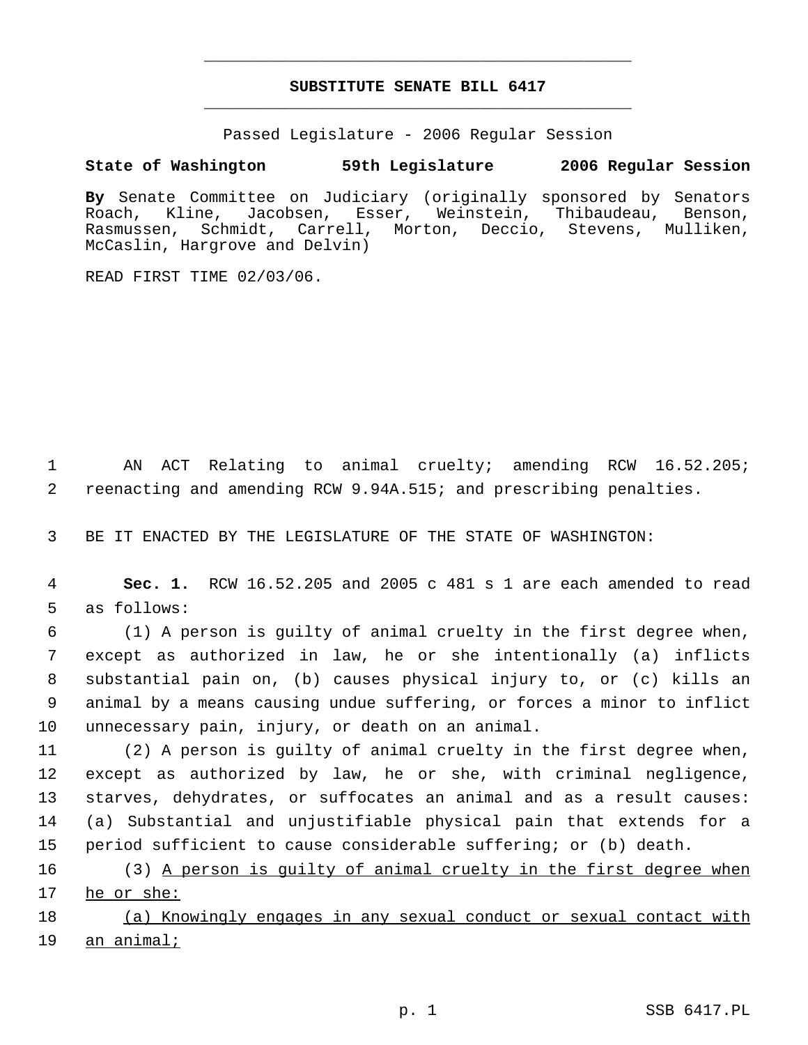# SUBSTITUTE SENATE BILL 6417

Passed Legislature - 2006 Regular Session

**State of Washington 59th Legislature 2006 Regular Session**

**By** Senate Committee on Judiciary (originally sponsored by Senators Roach, Kline, Jacobsen, Esser, Weinstein, Thibaudeau, Benson, Rasmussen, Schmidt, Carrell, Morton, Deccio, Stevens, Mulliken, McCaslin, Hargrove and Delvin)

READ FIRST TIME 02/03/06.

AN ACT Relating to animal cruelty; amending RCW 16.52.205; reenacting and amending RCW 9.94A.515; and prescribing penalties.

BE IT ENACTED BY THE LEGISLATURE OF THE STATE OF WASHINGTON:

**Sec. 1.** RCW 16.52.205 and 2005 c 481 s 1 are each amended to read as follows:

(1) A person is guilty of animal cruelty in the first degree when, except as authorized in law, he or she intentionally (a) inflicts substantial pain on, (b) causes physical injury to, or (c) kills an animal by a means causing undue suffering, or forces a minor to inflict unnecessary pain, injury, or death on an animal.

(2) A person is guilty of animal cruelty in the first degree when, except as authorized by law, he or she, with criminal negligence, starves, dehydrates, or suffocates an animal and as a result causes: (a) Substantial and unjustifiable physical pain that extends for a period sufficient to cause considerable suffering; or (b) death.

(3) <u>A person is guilty of animal cruelty in the first degree when he or she:</u>

<u>(a) Knowingly engages in any sexual conduct or sexual contact with an animal;</u>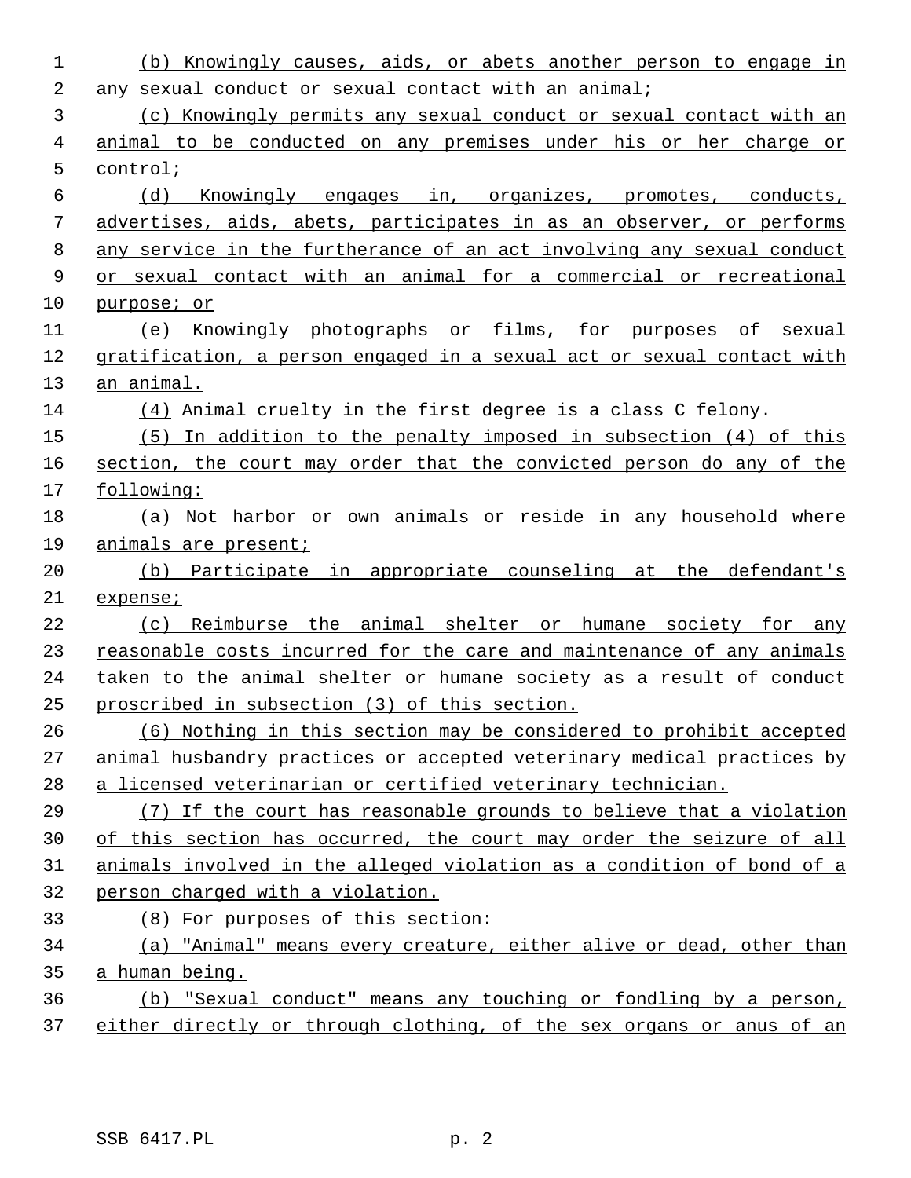(b) Knowingly causes, aids, or abets another person to engage in any sexual conduct or sexual contact with an animal;

(c) Knowingly permits any sexual conduct or sexual contact with an animal to be conducted on any premises under his or her charge or control;

(d) Knowingly engages in, organizes, promotes, conducts, advertises, aids, abets, participates in as an observer, or performs any service in the furtherance of an act involving any sexual conduct or sexual contact with an animal for a commercial or recreational purpose; or

(e) Knowingly photographs or films, for purposes of sexual gratification, a person engaged in a sexual act or sexual contact with an animal.

(4) Animal cruelty in the first degree is a class C felony.

(5) In addition to the penalty imposed in subsection (4) of this section, the court may order that the convicted person do any of the following:

(a) Not harbor or own animals or reside in any household where animals are present;

(b) Participate in appropriate counseling at the defendant's expense;

(c) Reimburse the animal shelter or humane society for any reasonable costs incurred for the care and maintenance of any animals taken to the animal shelter or humane society as a result of conduct proscribed in subsection (3) of this section.

(6) Nothing in this section may be considered to prohibit accepted animal husbandry practices or accepted veterinary medical practices by a licensed veterinarian or certified veterinary technician.

(7) If the court has reasonable grounds to believe that a violation of this section has occurred, the court may order the seizure of all animals involved in the alleged violation as a condition of bond of a person charged with a violation.

(8) For purposes of this section:

(a) "Animal" means every creature, either alive or dead, other than a human being.

(b) "Sexual conduct" means any touching or fondling by a person, either directly or through clothing, of the sex organs or anus of an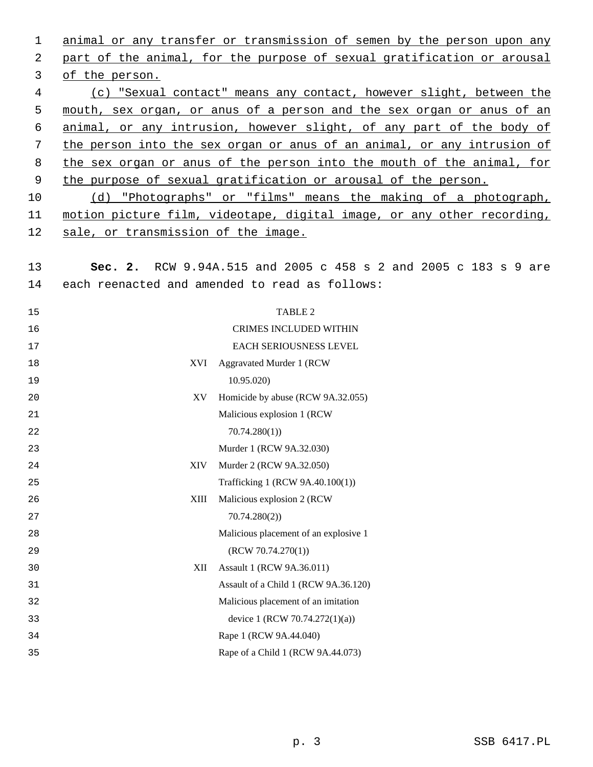animal or any transfer or transmission of semen by the person upon any part of the animal, for the purpose of sexual gratification or arousal of the person.

(c) "Sexual contact" means any contact, however slight, between the mouth, sex organ, or anus of a person and the sex organ or anus of an animal, or any intrusion, however slight, of any part of the body of the person into the sex organ or anus of an animal, or any intrusion of the sex organ or anus of the person into the mouth of the animal, for the purpose of sexual gratification or arousal of the person.

(d) "Photographs" or "films" means the making of a photograph, motion picture film, videotape, digital image, or any other recording, sale, or transmission of the image.

**Sec. 2.** RCW 9.94A.515 and 2005 c 458 s 2 and 2005 c 183 s 9 are each reenacted and amended to read as follows:

TABLE 2

CRIMES INCLUDED WITHIN EACH SERIOUSNESS LEVEL

| | |
|---|---|
| XVI | Aggravated Murder 1 (RCW 10.95.020) |
| XV | Homicide by abuse (RCW 9A.32.055) |
| | Malicious explosion 1 (RCW 70.74.280(1)) |
| | Murder 1 (RCW 9A.32.030) |
| XIV | Murder 2 (RCW 9A.32.050) |
| | Trafficking 1 (RCW 9A.40.100(1)) |
| XIII | Malicious explosion 2 (RCW 70.74.280(2)) |
| | Malicious placement of an explosive 1 (RCW 70.74.270(1)) |
| XII | Assault 1 (RCW 9A.36.011) |
| | Assault of a Child 1 (RCW 9A.36.120) |
| | Malicious placement of an imitation device 1 (RCW 70.74.272(1)(a)) |
| | Rape 1 (RCW 9A.44.040) |
| | Rape of a Child 1 (RCW 9A.44.073) |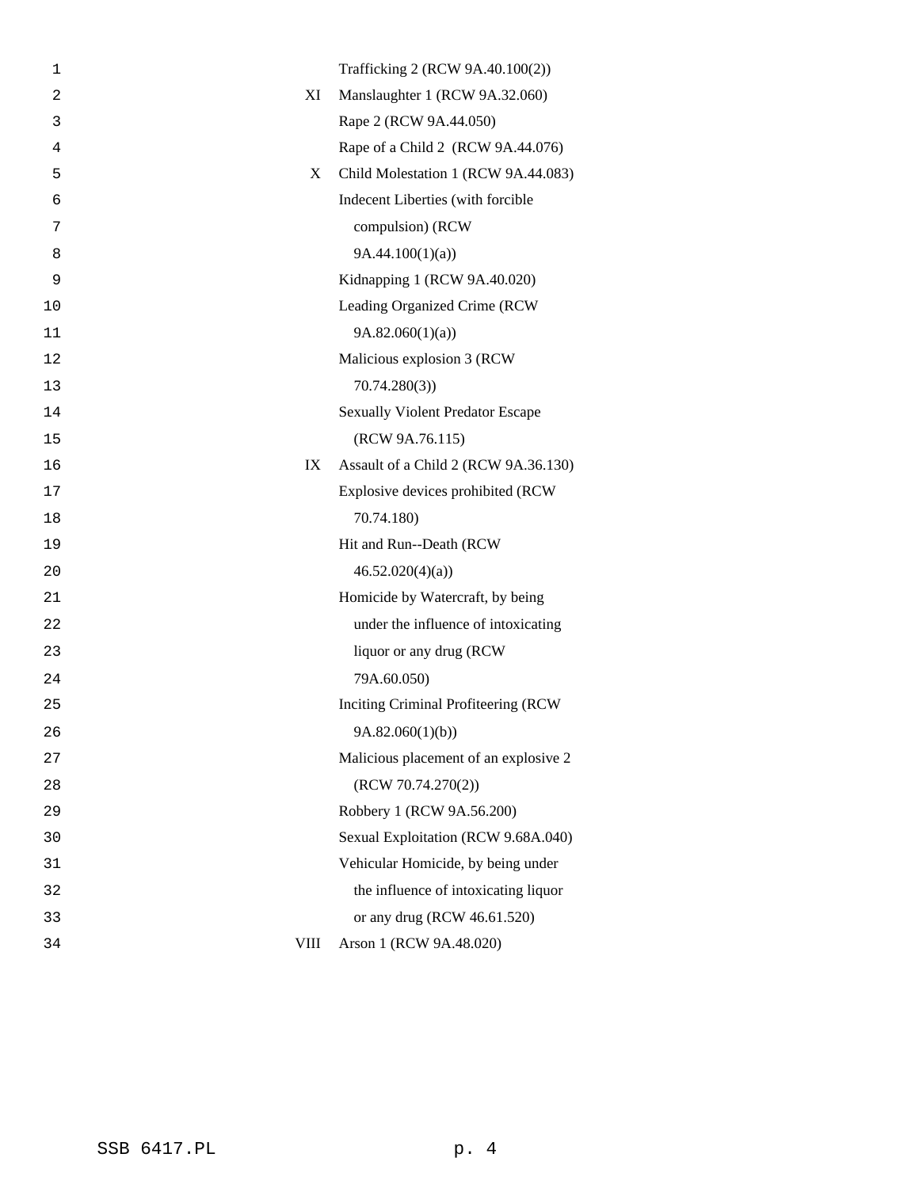| | |
|---|---|
| | Trafficking 2 (RCW 9A.40.100(2)) |
| XI | Manslaughter 1 (RCW 9A.32.060) |
| | Rape 2 (RCW 9A.44.050) |
| | Rape of a Child 2 (RCW 9A.44.076) |
| X | Child Molestation 1 (RCW 9A.44.083) |
| | Indecent Liberties (with forcible compulsion) (RCW 9A.44.100(1)(a)) |
| | Kidnapping 1 (RCW 9A.40.020) |
| | Leading Organized Crime (RCW 9A.82.060(1)(a)) |
| | Malicious explosion 3 (RCW 70.74.280(3)) |
| | Sexually Violent Predator Escape (RCW 9A.76.115) |
| IX | Assault of a Child 2 (RCW 9A.36.130) |
| | Explosive devices prohibited (RCW 70.74.180) |
| | Hit and Run--Death (RCW 46.52.020(4)(a)) |
| | Homicide by Watercraft, by being under the influence of intoxicating liquor or any drug (RCW 79A.60.050) |
| | Inciting Criminal Profiteering (RCW 9A.82.060(1)(b)) |
| | Malicious placement of an explosive 2 (RCW 70.74.270(2)) |
| | Robbery 1 (RCW 9A.56.200) |
| | Sexual Exploitation (RCW 9.68A.040) |
| | Vehicular Homicide, by being under the influence of intoxicating liquor or any drug (RCW 46.61.520) |
| VIII | Arson 1 (RCW 9A.48.020) |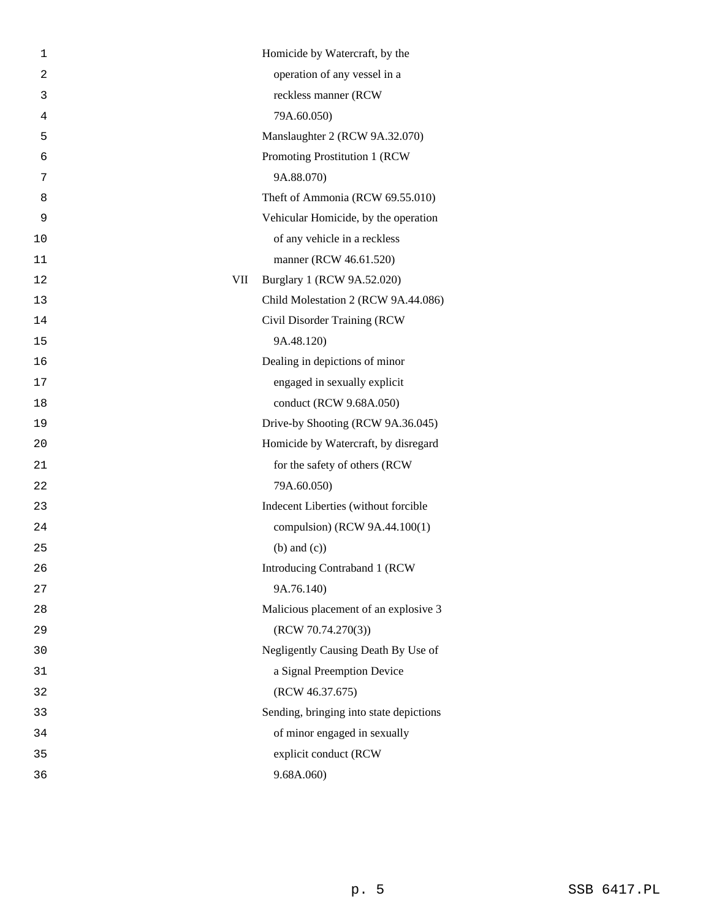| | |
|---|---|
| | Homicide by Watercraft, by the operation of any vessel in a reckless manner (RCW 79A.60.050) |
| | Manslaughter 2 (RCW 9A.32.070) |
| | Promoting Prostitution 1 (RCW 9A.88.070) |
| | Theft of Ammonia (RCW 69.55.010) |
| | Vehicular Homicide, by the operation of any vehicle in a reckless manner (RCW 46.61.520) |
| VII | Burglary 1 (RCW 9A.52.020) |
| | Child Molestation 2 (RCW 9A.44.086) |
| | Civil Disorder Training (RCW 9A.48.120) |
| | Dealing in depictions of minor engaged in sexually explicit conduct (RCW 9.68A.050) |
| | Drive-by Shooting (RCW 9A.36.045) |
| | Homicide by Watercraft, by disregard for the safety of others (RCW 79A.60.050) |
| | Indecent Liberties (without forcible compulsion) (RCW 9A.44.100(1) (b) and (c)) |
| | Introducing Contraband 1 (RCW 9A.76.140) |
| | Malicious placement of an explosive 3 (RCW 70.74.270(3)) |
| | Negligently Causing Death By Use of a Signal Preemption Device (RCW 46.37.675) |
| | Sending, bringing into state depictions of minor engaged in sexually explicit conduct (RCW 9.68A.060) |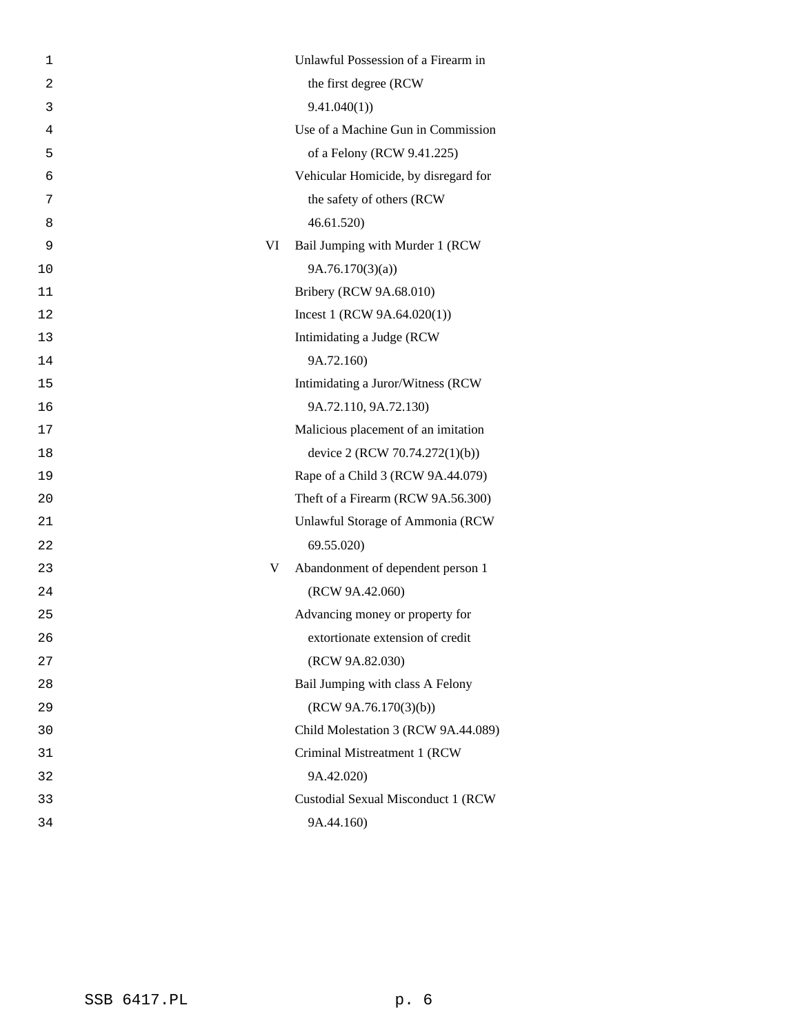| | |
|---|---|
| | Unlawful Possession of a Firearm in the first degree (RCW 9.41.040(1)) |
| | Use of a Machine Gun in Commission of a Felony (RCW 9.41.225) |
| | Vehicular Homicide, by disregard for the safety of others (RCW 46.61.520) |
| VI | Bail Jumping with Murder 1 (RCW 9A.76.170(3)(a)) |
| | Bribery (RCW 9A.68.010) |
| | Incest 1 (RCW 9A.64.020(1)) |
| | Intimidating a Judge (RCW 9A.72.160) |
| | Intimidating a Juror/Witness (RCW 9A.72.110, 9A.72.130) |
| | Malicious placement of an imitation device 2 (RCW 70.74.272(1)(b)) |
| | Rape of a Child 3 (RCW 9A.44.079) |
| | Theft of a Firearm (RCW 9A.56.300) |
| | Unlawful Storage of Ammonia (RCW 69.55.020) |
| V | Abandonment of dependent person 1 (RCW 9A.42.060) |
| | Advancing money or property for extortionate extension of credit (RCW 9A.82.030) |
| | Bail Jumping with class A Felony (RCW 9A.76.170(3)(b)) |
| | Child Molestation 3 (RCW 9A.44.089) |
| | Criminal Mistreatment 1 (RCW 9A.42.020) |
| | Custodial Sexual Misconduct 1 (RCW 9A.44.160) |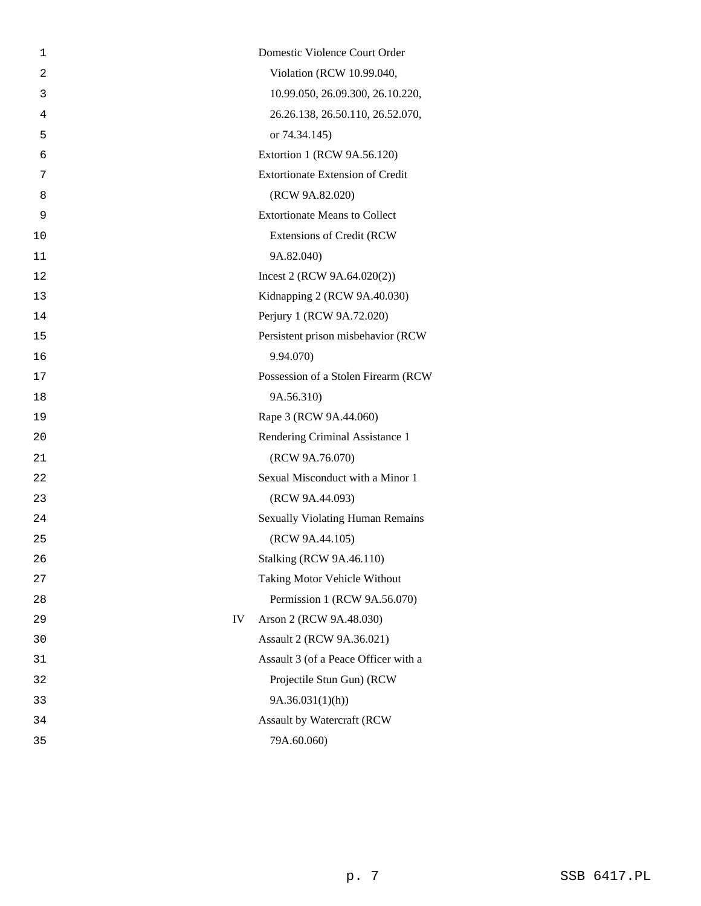| | |
|---|---|
| | Domestic Violence Court Order Violation (RCW 10.99.040, 10.99.050, 26.09.300, 26.10.220, 26.26.138, 26.50.110, 26.52.070, or 74.34.145) |
| | Extortion 1 (RCW 9A.56.120) |
| | Extortionate Extension of Credit (RCW 9A.82.020) |
| | Extortionate Means to Collect Extensions of Credit (RCW 9A.82.040) |
| | Incest 2 (RCW 9A.64.020(2)) |
| | Kidnapping 2 (RCW 9A.40.030) |
| | Perjury 1 (RCW 9A.72.020) |
| | Persistent prison misbehavior (RCW 9.94.070) |
| | Possession of a Stolen Firearm (RCW 9A.56.310) |
| | Rape 3 (RCW 9A.44.060) |
| | Rendering Criminal Assistance 1 (RCW 9A.76.070) |
| | Sexual Misconduct with a Minor 1 (RCW 9A.44.093) |
| | Sexually Violating Human Remains (RCW 9A.44.105) |
| | Stalking (RCW 9A.46.110) |
| | Taking Motor Vehicle Without Permission 1 (RCW 9A.56.070) |
| IV | Arson 2 (RCW 9A.48.030) |
| | Assault 2 (RCW 9A.36.021) |
| | Assault 3 (of a Peace Officer with a Projectile Stun Gun) (RCW 9A.36.031(1)(h)) |
| | Assault by Watercraft (RCW 79A.60.060) |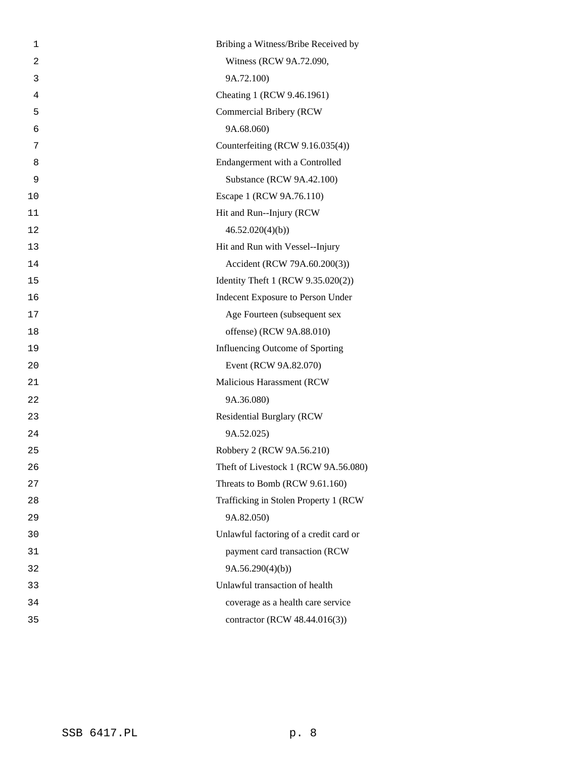Bribing a Witness/Bribe Received by Witness (RCW 9A.72.090, 9A.72.100)

Cheating 1 (RCW 9.46.1961)

Commercial Bribery (RCW 9A.68.060)

Counterfeiting (RCW 9.16.035(4))

Endangerment with a Controlled Substance (RCW 9A.42.100)

Escape 1 (RCW 9A.76.110)

Hit and Run--Injury (RCW 46.52.020(4)(b))

Hit and Run with Vessel--Injury Accident (RCW 79A.60.200(3))

Identity Theft 1 (RCW 9.35.020(2))

Indecent Exposure to Person Under Age Fourteen (subsequent sex offense) (RCW 9A.88.010)

Influencing Outcome of Sporting Event (RCW 9A.82.070)

Malicious Harassment (RCW 9A.36.080)

Residential Burglary (RCW 9A.52.025)

Robbery 2 (RCW 9A.56.210)

Theft of Livestock 1 (RCW 9A.56.080)

Threats to Bomb (RCW 9.61.160)

Trafficking in Stolen Property 1 (RCW 9A.82.050)

Unlawful factoring of a credit card or payment card transaction (RCW 9A.56.290(4)(b))

Unlawful transaction of health coverage as a health care service contractor (RCW 48.44.016(3))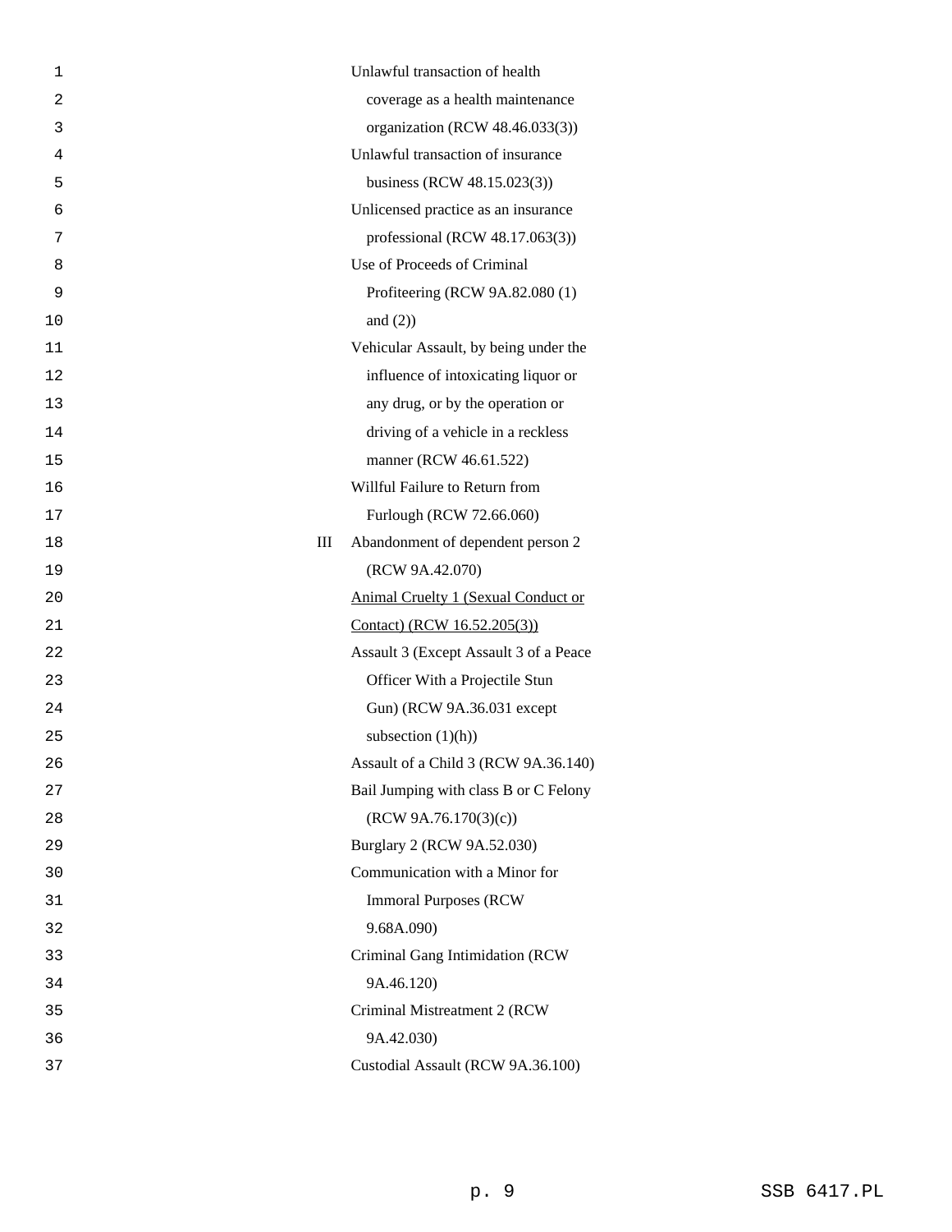Unlawful transaction of health coverage as a health maintenance organization (RCW 48.46.033(3))

Unlawful transaction of insurance business (RCW 48.15.023(3))

Unlicensed practice as an insurance professional (RCW 48.17.063(3))

Use of Proceeds of Criminal Profiteering (RCW 9A.82.080 (1) and (2))

Vehicular Assault, by being under the influence of intoxicating liquor or any drug, or by the operation or driving of a vehicle in a reckless manner (RCW 46.61.522)

Willful Failure to Return from Furlough (RCW 72.66.060)

III

Abandonment of dependent person 2 (RCW 9A.42.070)

<u>Animal Cruelty 1 (Sexual Conduct or Contact) (RCW 16.52.205(3))</u>

Assault 3 (Except Assault 3 of a Peace Officer With a Projectile Stun Gun) (RCW 9A.36.031 except subsection (1)(h))

Assault of a Child 3 (RCW 9A.36.140)

Bail Jumping with class B or C Felony (RCW 9A.76.170(3)(c))

Burglary 2 (RCW 9A.52.030)

Communication with a Minor for Immoral Purposes (RCW 9.68A.090)

Criminal Gang Intimidation (RCW 9A.46.120)

Criminal Mistreatment 2 (RCW 9A.42.030)

Custodial Assault (RCW 9A.36.100)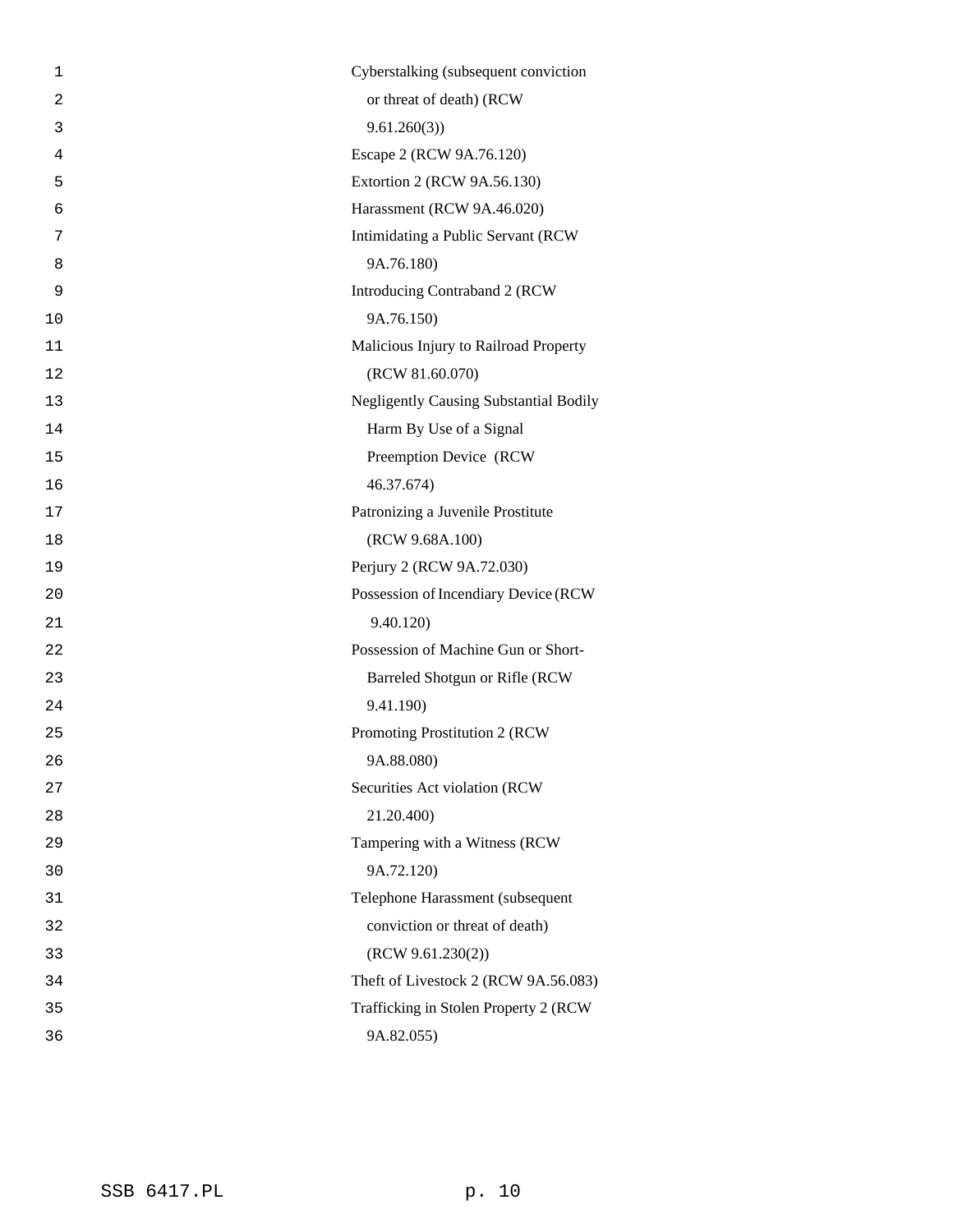Cyberstalking (subsequent conviction or threat of death) (RCW 9.61.260(3))

Escape 2 (RCW 9A.76.120)

Extortion 2 (RCW 9A.56.130)

Harassment (RCW 9A.46.020)

Intimidating a Public Servant (RCW 9A.76.180)

Introducing Contraband 2 (RCW 9A.76.150)

Malicious Injury to Railroad Property (RCW 81.60.070)

Negligently Causing Substantial Bodily Harm By Use of a Signal Preemption Device (RCW 46.37.674)

Patronizing a Juvenile Prostitute (RCW 9.68A.100)

Perjury 2 (RCW 9A.72.030)

Possession of Incendiary Device (RCW 9.40.120)

Possession of Machine Gun or Short-Barreled Shotgun or Rifle (RCW 9.41.190)

Promoting Prostitution 2 (RCW 9A.88.080)

Securities Act violation (RCW 21.20.400)

Tampering with a Witness (RCW 9A.72.120)

Telephone Harassment (subsequent conviction or threat of death) (RCW 9.61.230(2))

Theft of Livestock 2 (RCW 9A.56.083)

Trafficking in Stolen Property 2 (RCW 9A.82.055)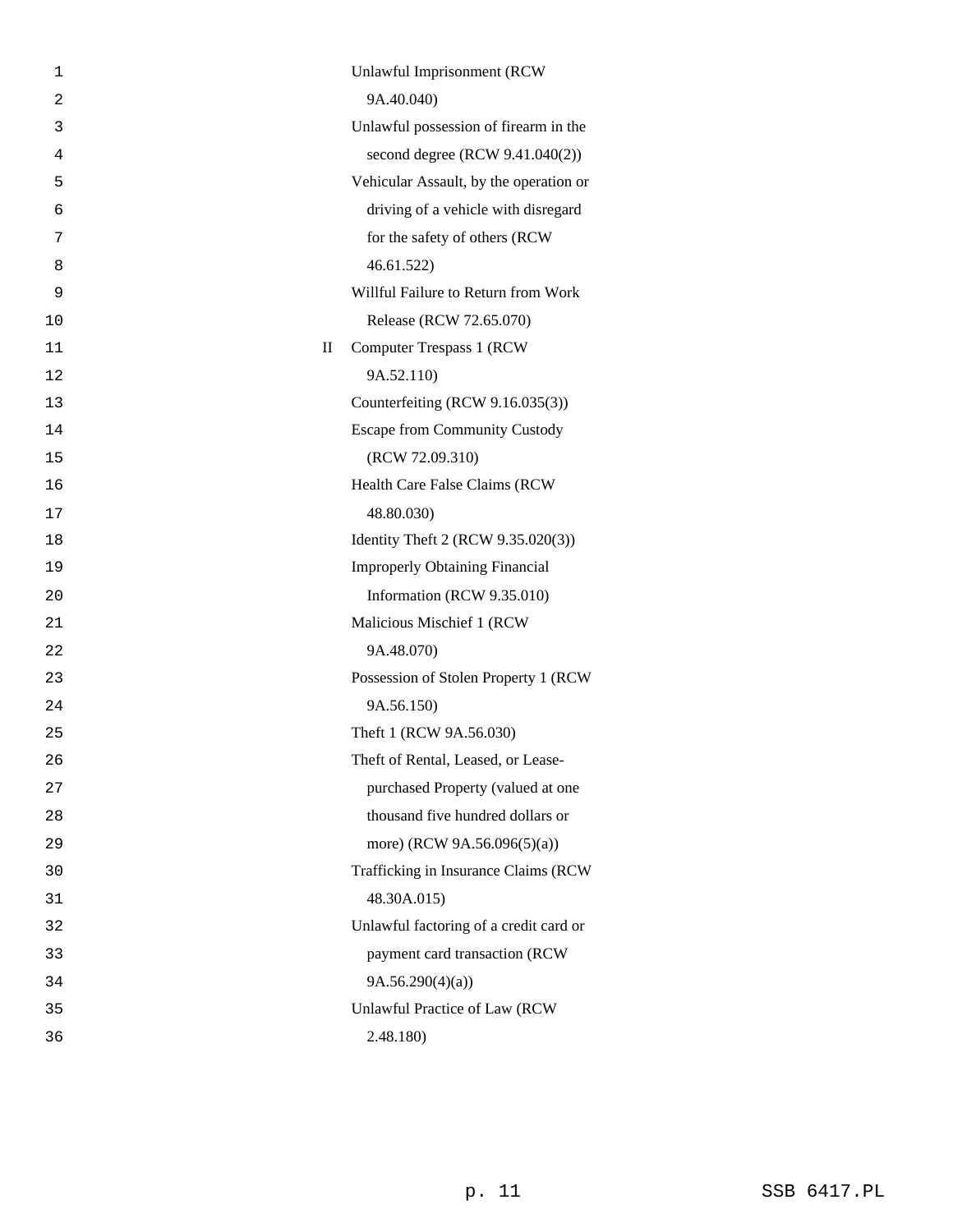| | |
|---|---|
| | Unlawful Imprisonment (RCW 9A.40.040) |
| | Unlawful possession of firearm in the second degree (RCW 9.41.040(2)) |
| | Vehicular Assault, by the operation or driving of a vehicle with disregard for the safety of others (RCW 46.61.522) |
| | Willful Failure to Return from Work Release (RCW 72.65.070) |
| II | Computer Trespass 1 (RCW 9A.52.110) |
| | Counterfeiting (RCW 9.16.035(3)) |
| | Escape from Community Custody (RCW 72.09.310) |
| | Health Care False Claims (RCW 48.80.030) |
| | Identity Theft 2 (RCW 9.35.020(3)) |
| | Improperly Obtaining Financial Information (RCW 9.35.010) |
| | Malicious Mischief 1 (RCW 9A.48.070) |
| | Possession of Stolen Property 1 (RCW 9A.56.150) |
| | Theft 1 (RCW 9A.56.030) |
| | Theft of Rental, Leased, or Lease-purchased Property (valued at one thousand five hundred dollars or more) (RCW 9A.56.096(5)(a)) |
| | Trafficking in Insurance Claims (RCW 48.30A.015) |
| | Unlawful factoring of a credit card or payment card transaction (RCW 9A.56.290(4)(a)) |
| | Unlawful Practice of Law (RCW 2.48.180) |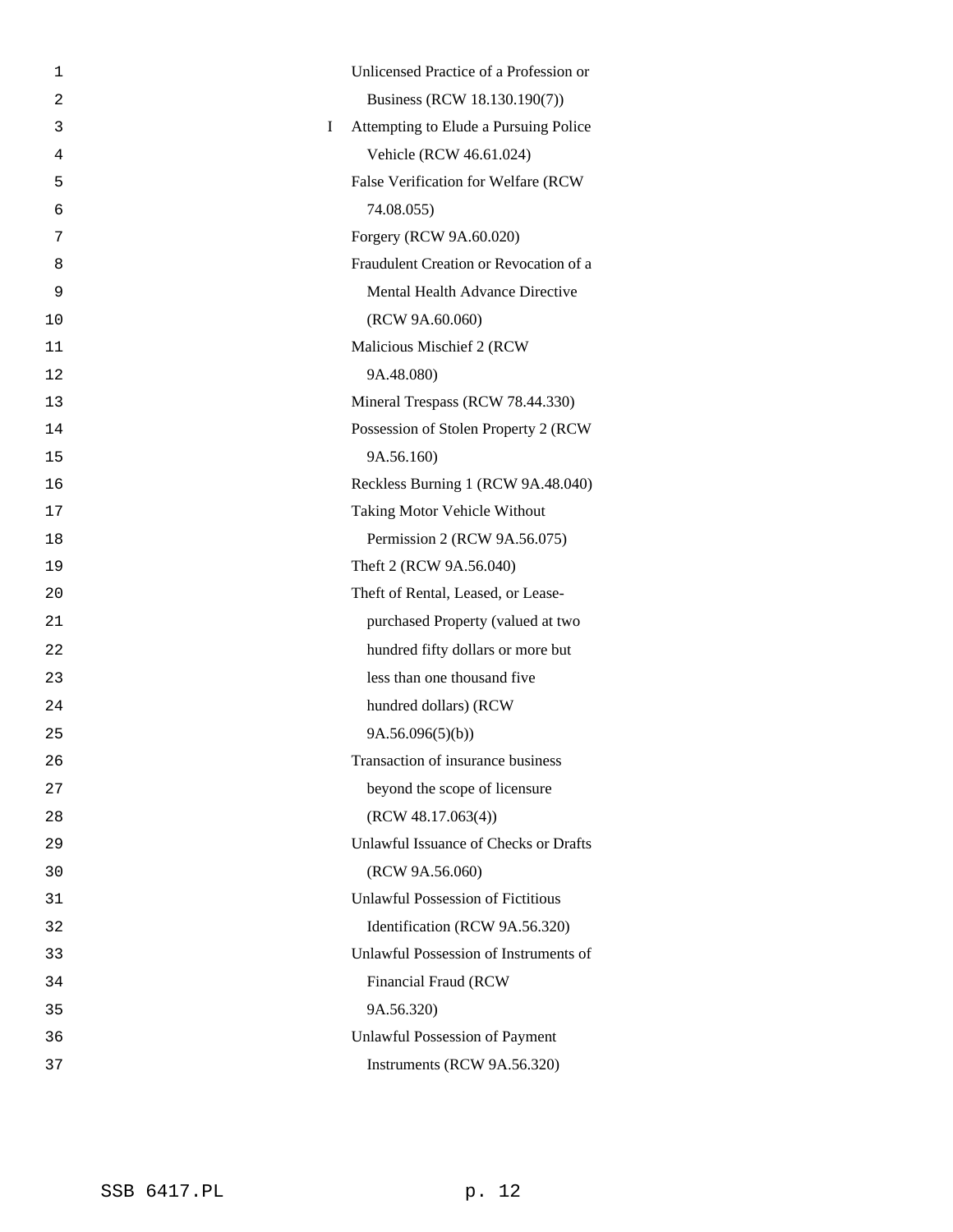Unlicensed Practice of a Profession or Business (RCW 18.130.190(7))

I Attempting to Elude a Pursuing Police Vehicle (RCW 46.61.024)

False Verification for Welfare (RCW 74.08.055)

Forgery (RCW 9A.60.020)

Fraudulent Creation or Revocation of a Mental Health Advance Directive (RCW 9A.60.060)

Malicious Mischief 2 (RCW 9A.48.080)

Mineral Trespass (RCW 78.44.330)

Possession of Stolen Property 2 (RCW 9A.56.160)

Reckless Burning 1 (RCW 9A.48.040)

Taking Motor Vehicle Without Permission 2 (RCW 9A.56.075)

Theft 2 (RCW 9A.56.040)

Theft of Rental, Leased, or Lease-purchased Property (valued at two hundred fifty dollars or more but less than one thousand five hundred dollars) (RCW 9A.56.096(5)(b))

Transaction of insurance business beyond the scope of licensure (RCW 48.17.063(4))

Unlawful Issuance of Checks or Drafts (RCW 9A.56.060)

Unlawful Possession of Fictitious Identification (RCW 9A.56.320)

Unlawful Possession of Instruments of Financial Fraud (RCW 9A.56.320)

Unlawful Possession of Payment Instruments (RCW 9A.56.320)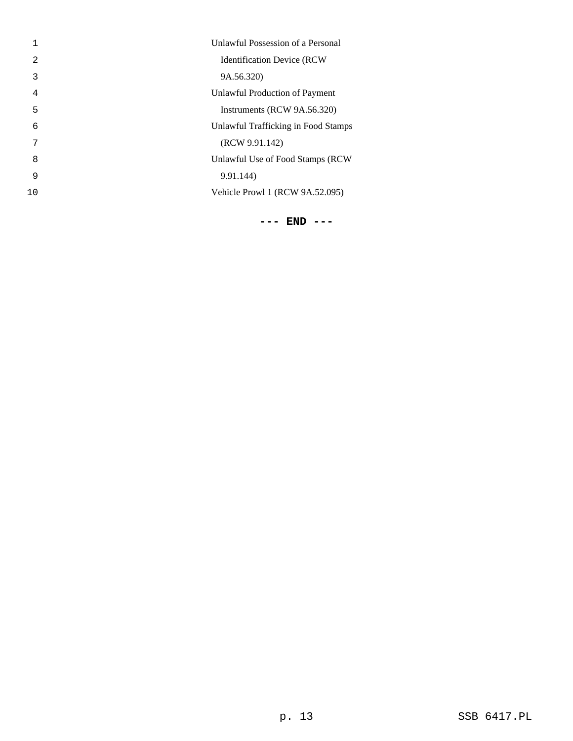Unlawful Possession of a Personal Identification Device (RCW 9A.56.320)

Unlawful Production of Payment Instruments (RCW 9A.56.320)

Unlawful Trafficking in Food Stamps (RCW 9.91.142)

Unlawful Use of Food Stamps (RCW 9.91.144)

Vehicle Prowl 1 (RCW 9A.52.095)

**--- END ---**